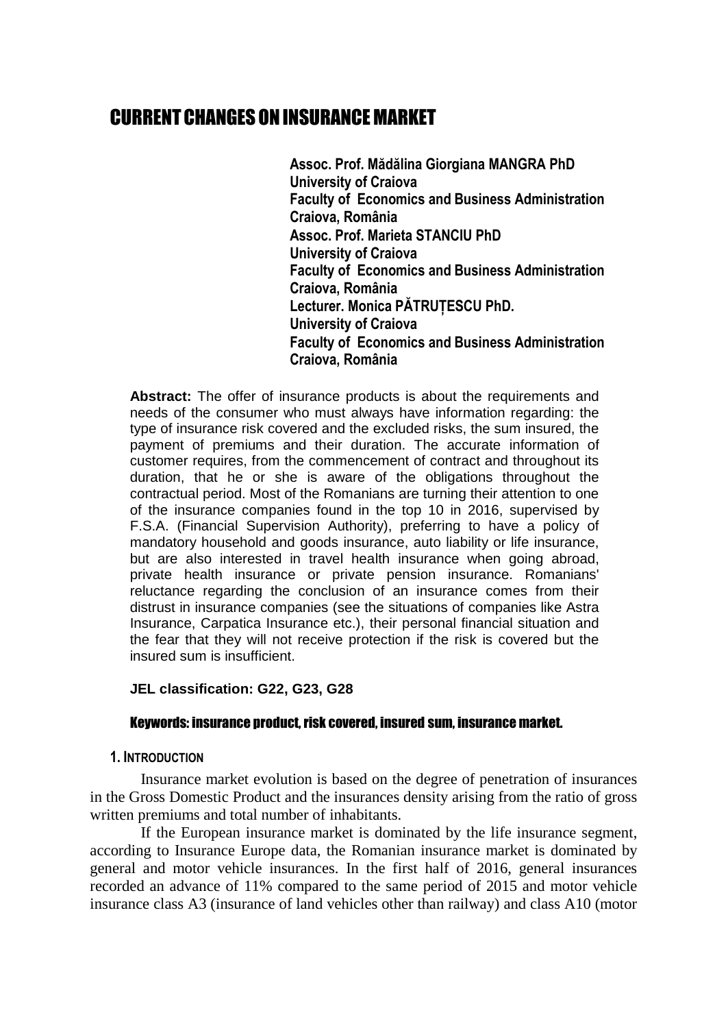# CURRENT CHANGES ON INSURANCE MARKET

**Assoc. Prof. Mădălina Giorgiana MANGRA PhD**
**University of Craiova**
**Faculty of Economics and Business Administration**
**Craiova, România**
**Assoc. Prof. Marieta STANCIU PhD**
**University of Craiova**
**Faculty of Economics and Business Administration**
**Craiova, România**
**Lecturer. Monica PĂTRUȚESCU PhD.**
**University of Craiova**
**Faculty of Economics and Business Administration**
**Craiova, România**

**Abstract:** The offer of insurance products is about the requirements and needs of the consumer who must always have information regarding: the type of insurance risk covered and the excluded risks, the sum insured, the payment of premiums and their duration. The accurate information of customer requires, from the commencement of contract and throughout its duration, that he or she is aware of the obligations throughout the contractual period. Most of the Romanians are turning their attention to one of the insurance companies found in the top 10 in 2016, supervised by F.S.A. (Financial Supervision Authority), preferring to have a policy of mandatory household and goods insurance, auto liability or life insurance, but are also interested in travel health insurance when going abroad, private health insurance or private pension insurance. Romanians' reluctance regarding the conclusion of an insurance comes from their distrust in insurance companies (see the situations of companies like Astra Insurance, Carpatica Insurance etc.), their personal financial situation and the fear that they will not receive protection if the risk is covered but the insured sum is insufficient.

**JEL classification: G22, G23, G28**

**Keywords: insurance product, risk covered, insured sum, insurance market.**

## 1. INTRODUCTION

Insurance market evolution is based on the degree of penetration of insurances in the Gross Domestic Product and the insurances density arising from the ratio of gross written premiums and total number of inhabitants.

If the European insurance market is dominated by the life insurance segment, according to Insurance Europe data, the Romanian insurance market is dominated by general and motor vehicle insurances. In the first half of 2016, general insurances recorded an advance of 11% compared to the same period of 2015 and motor vehicle insurance class A3 (insurance of land vehicles other than railway) and class A10 (motor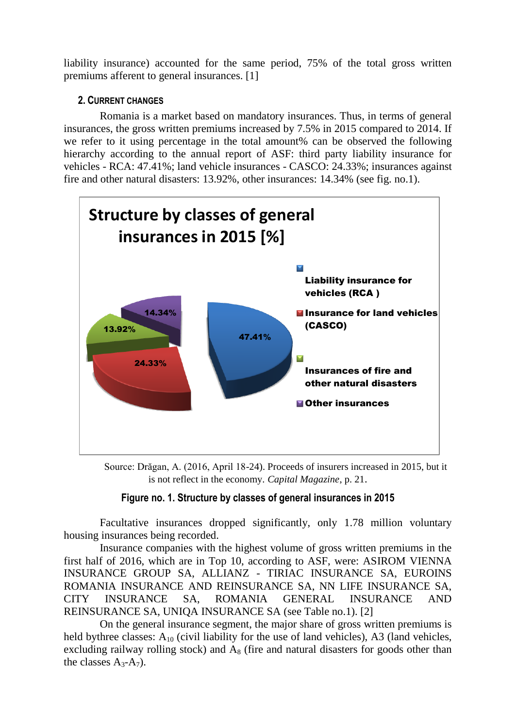liability insurance) accounted for the same period, 75% of the total gross written premiums afferent to general insurances. [1]

## 2. CURRENT CHANGES

Romania is a market based on mandatory insurances. Thus, in terms of general insurances, the gross written premiums increased by 7.5% in 2015 compared to 2014. If we refer to it using percentage in the total amount% can be observed the following hierarchy according to the annual report of ASF: third party liability insurance for vehicles - RCA: 47.41%; land vehicle insurances - CASCO: 24.33%; insurances against fire and other natural disasters: 13.92%, other insurances: 14.34% (see fig. no.1).

**Structure by classes of general insurances in 2015 [%]**

- Liability insurance for vehicles (RCA ): 47.41%
- Insurance for land vehicles (CASCO): 24.33%
- Insurances of fire and other natural disasters: 13.92%
- Other insurances: 14.34%

Source: Drăgan, A. (2016, April 18-24). Proceeds of insurers increased in 2015, but it is not reflect in the economy. *Capital Magazine*, p. 21.

**Figure no. 1. Structure by classes of general insurances in 2015**

Facultative insurances dropped significantly, only 1.78 million voluntary housing insurances being recorded.

Insurance companies with the highest volume of gross written premiums in the first half of 2016, which are in Top 10, according to ASF, were: ASIROM VIENNA INSURANCE GROUP SA, ALLIANZ - TIRIAC INSURANCE SA, EUROINS ROMANIA INSURANCE AND REINSURANCE SA, NN LIFE INSURANCE SA, CITY INSURANCE SA, ROMANIA GENERAL INSURANCE AND REINSURANCE SA, UNIQA INSURANCE SA (see Table no.1). [2]

On the general insurance segment, the major share of gross written premiums is held bythree classes: $A_{10}$ (civil liability for the use of land vehicles), A3 (land vehicles, excluding railway rolling stock) and $A_8$ (fire and natural disasters for goods other than the classes $A_3$-$A_7$).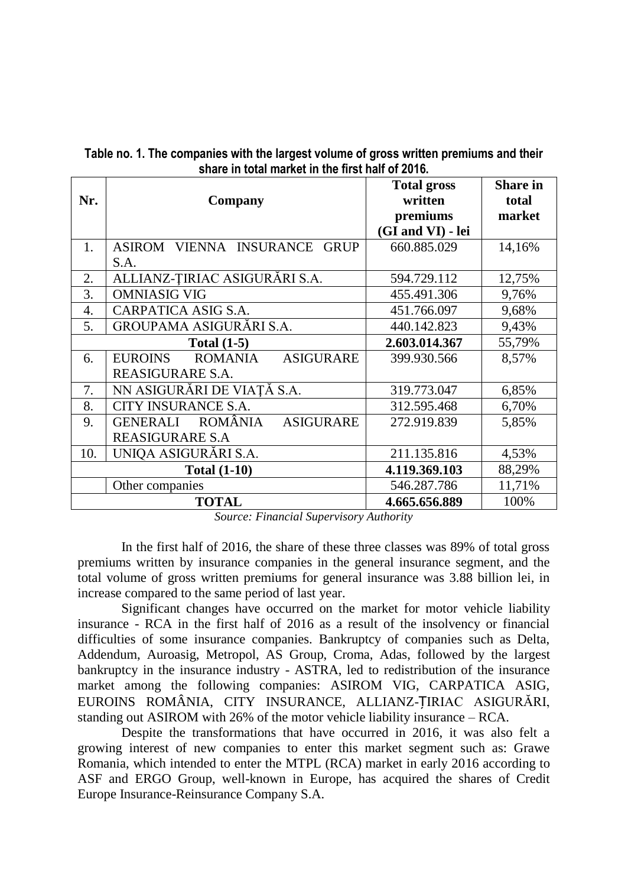**Table no. 1. The companies with the largest volume of gross written premiums and their share in total market in the first half of 2016.**

| Nr. | Company | Total gross written premiums (GI and VI) - lei | Share in total market |
|---|---|---|---|
| 1. | ASIROM VIENNA INSURANCE GRUP S.A. | 660.885.029 | 14,16% |
| 2. | ALLIANZ-ŢIRIAC ASIGURĂRI S.A. | 594.729.112 | 12,75% |
| 3. | OMNIASIG VIG | 455.491.306 | 9,76% |
| 4. | CARPATICA ASIG S.A. | 451.766.097 | 9,68% |
| 5. | GROUPAMA ASIGURĂRI S.A. | 440.142.823 | 9,43% |
| **Total (1-5)** | | **2.603.014.367** | 55,79% |
| 6. | EUROINS ROMANIA ASIGURARE REASIGURARE S.A. | 399.930.566 | 8,57% |
| 7. | NN ASIGURĂRI DE VIAŢĂ S.A. | 319.773.047 | 6,85% |
| 8. | CITY INSURANCE S.A. | 312.595.468 | 6,70% |
| 9. | GENERALI ROMÂNIA ASIGURARE REASIGURARE S.A | 272.919.839 | 5,85% |
| 10. | UNIQA ASIGURĂRI S.A. | 211.135.816 | 4,53% |
| **Total (1-10)** | | **4.119.369.103** | 88,29% |
| | Other companies | 546.287.786 | 11,71% |
| **TOTAL** | | **4.665.656.889** | 100% |

*Source: Financial Supervisory Authority*

In the first half of 2016, the share of these three classes was 89% of total gross premiums written by insurance companies in the general insurance segment, and the total volume of gross written premiums for general insurance was 3.88 billion lei, in increase compared to the same period of last year.

Significant changes have occurred on the market for motor vehicle liability insurance - RCA in the first half of 2016 as a result of the insolvency or financial difficulties of some insurance companies. Bankruptcy of companies such as Delta, Addendum, Auroasig, Metropol, AS Group, Croma, Adas, followed by the largest bankruptcy in the insurance industry - ASTRA, led to redistribution of the insurance market among the following companies: ASIROM VIG, CARPATICA ASIG, EUROINS ROMÂNIA, CITY INSURANCE, ALLIANZ-ȚIRIAC ASIGURĂRI, standing out ASIROM with 26% of the motor vehicle liability insurance – RCA.

Despite the transformations that have occurred in 2016, it was also felt a growing interest of new companies to enter this market segment such as: Grawe Romania, which intended to enter the MTPL (RCA) market in early 2016 according to ASF and ERGO Group, well-known in Europe, has acquired the shares of Credit Europe Insurance-Reinsurance Company S.A.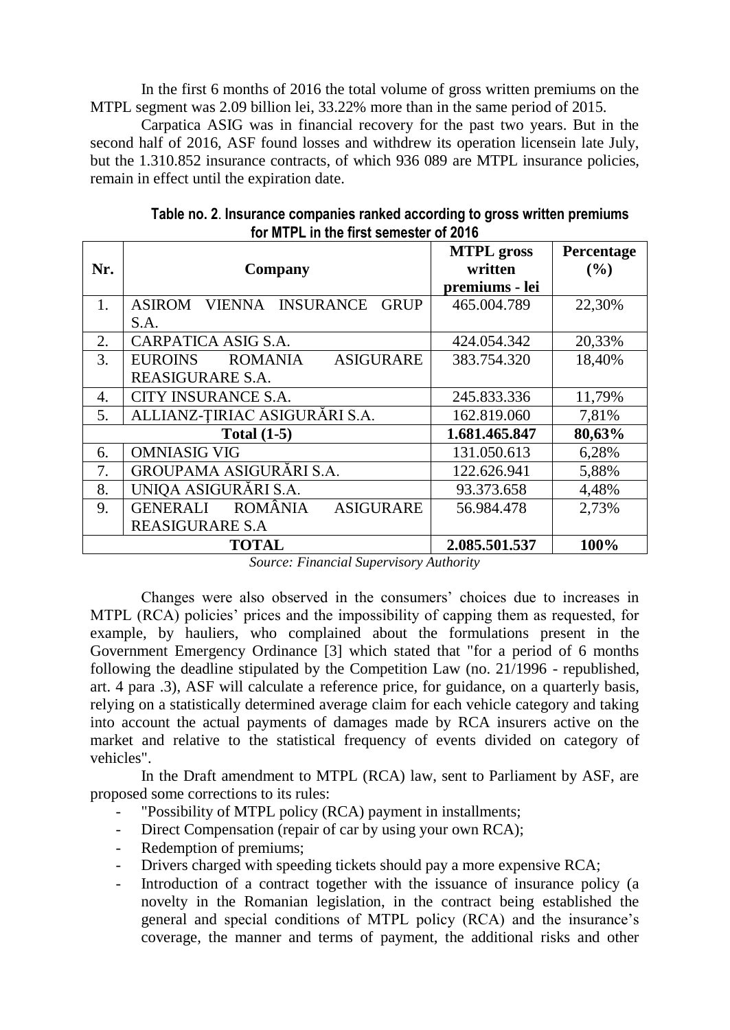In the first 6 months of 2016 the total volume of gross written premiums on the MTPL segment was 2.09 billion lei, 33.22% more than in the same period of 2015.

Carpatica ASIG was in financial recovery for the past two years. But in the second half of 2016, ASF found losses and withdrew its operation licensein late July, but the 1.310.852 insurance contracts, of which 936 089 are MTPL insurance policies, remain in effect until the expiration date.

**Table no. 2. Insurance companies ranked according to gross written premiums for MTPL in the first semester of 2016**

| Nr. | Company | MTPL gross written premiums - lei | Percentage (%) |
|---|---|---|---|
| 1. | ASIROM VIENNA INSURANCE GRUP S.A. | 465.004.789 | 22,30% |
| 2. | CARPATICA ASIG S.A. | 424.054.342 | 20,33% |
| 3. | EUROINS ROMANIA ASIGURARE REASIGURARE S.A. | 383.754.320 | 18,40% |
| 4. | CITY INSURANCE S.A. | 245.833.336 | 11,79% |
| 5. | ALLIANZ-ŢIRIAC ASIGURĂRI S.A. | 162.819.060 | 7,81% |
| **Total (1-5)** | | **1.681.465.847** | **80,63%** |
| 6. | OMNIASIG VIG | 131.050.613 | 6,28% |
| 7. | GROUPAMA ASIGURĂRI S.A. | 122.626.941 | 5,88% |
| 8. | UNIQA ASIGURĂRI S.A. | 93.373.658 | 4,48% |
| 9. | GENERALI ROMÂNIA ASIGURARE REASIGURARE S.A | 56.984.478 | 2,73% |
| **TOTAL** | | **2.085.501.537** | **100%** |

*Source: Financial Supervisory Authority*

Changes were also observed in the consumers' choices due to increases in MTPL (RCA) policies' prices and the impossibility of capping them as requested, for example, by hauliers, who complained about the formulations present in the Government Emergency Ordinance [3] which stated that "for a period of 6 months following the deadline stipulated by the Competition Law (no. 21/1996 - republished, art. 4 para .3), ASF will calculate a reference price, for guidance, on a quarterly basis, relying on a statistically determined average claim for each vehicle category and taking into account the actual payments of damages made by RCA insurers active on the market and relative to the statistical frequency of events divided on category of vehicles".

In the Draft amendment to MTPL (RCA) law, sent to Parliament by ASF, are proposed some corrections to its rules:

- "Possibility of MTPL policy (RCA) payment in installments;
- Direct Compensation (repair of car by using your own RCA);
- Redemption of premiums;
- Drivers charged with speeding tickets should pay a more expensive RCA;
- Introduction of a contract together with the issuance of insurance policy (a novelty in the Romanian legislation, in the contract being established the general and special conditions of MTPL policy (RCA) and the insurance's coverage, the manner and terms of payment, the additional risks and other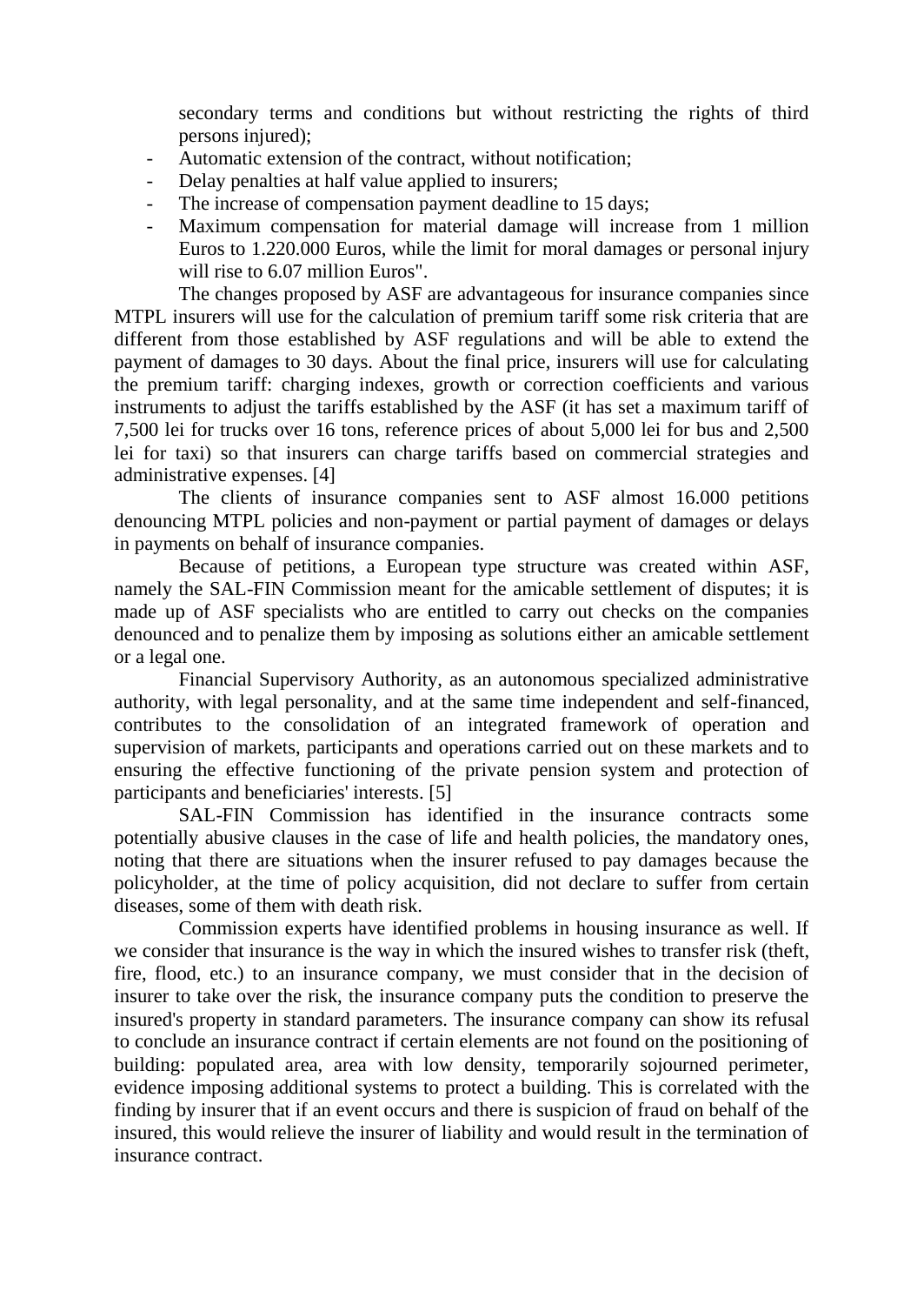secondary terms and conditions but without restricting the rights of third persons injured);

- Automatic extension of the contract, without notification;
- Delay penalties at half value applied to insurers;
- The increase of compensation payment deadline to 15 days;
- Maximum compensation for material damage will increase from 1 million Euros to 1.220.000 Euros, while the limit for moral damages or personal injury will rise to 6.07 million Euros".

The changes proposed by ASF are advantageous for insurance companies since MTPL insurers will use for the calculation of premium tariff some risk criteria that are different from those established by ASF regulations and will be able to extend the payment of damages to 30 days. About the final price, insurers will use for calculating the premium tariff: charging indexes, growth or correction coefficients and various instruments to adjust the tariffs established by the ASF (it has set a maximum tariff of 7,500 lei for trucks over 16 tons, reference prices of about 5,000 lei for bus and 2,500 lei for taxi) so that insurers can charge tariffs based on commercial strategies and administrative expenses. [4]

The clients of insurance companies sent to ASF almost 16.000 petitions denouncing MTPL policies and non-payment or partial payment of damages or delays in payments on behalf of insurance companies.

Because of petitions, a European type structure was created within ASF, namely the SAL-FIN Commission meant for the amicable settlement of disputes; it is made up of ASF specialists who are entitled to carry out checks on the companies denounced and to penalize them by imposing as solutions either an amicable settlement or a legal one.

Financial Supervisory Authority, as an autonomous specialized administrative authority, with legal personality, and at the same time independent and self-financed, contributes to the consolidation of an integrated framework of operation and supervision of markets, participants and operations carried out on these markets and to ensuring the effective functioning of the private pension system and protection of participants and beneficiaries' interests. [5]

SAL-FIN Commission has identified in the insurance contracts some potentially abusive clauses in the case of life and health policies, the mandatory ones, noting that there are situations when the insurer refused to pay damages because the policyholder, at the time of policy acquisition, did not declare to suffer from certain diseases, some of them with death risk.

Commission experts have identified problems in housing insurance as well. If we consider that insurance is the way in which the insured wishes to transfer risk (theft, fire, flood, etc.) to an insurance company, we must consider that in the decision of insurer to take over the risk, the insurance company puts the condition to preserve the insured's property in standard parameters. The insurance company can show its refusal to conclude an insurance contract if certain elements are not found on the positioning of building: populated area, area with low density, temporarily sojourned perimeter, evidence imposing additional systems to protect a building. This is correlated with the finding by insurer that if an event occurs and there is suspicion of fraud on behalf of the insured, this would relieve the insurer of liability and would result in the termination of insurance contract.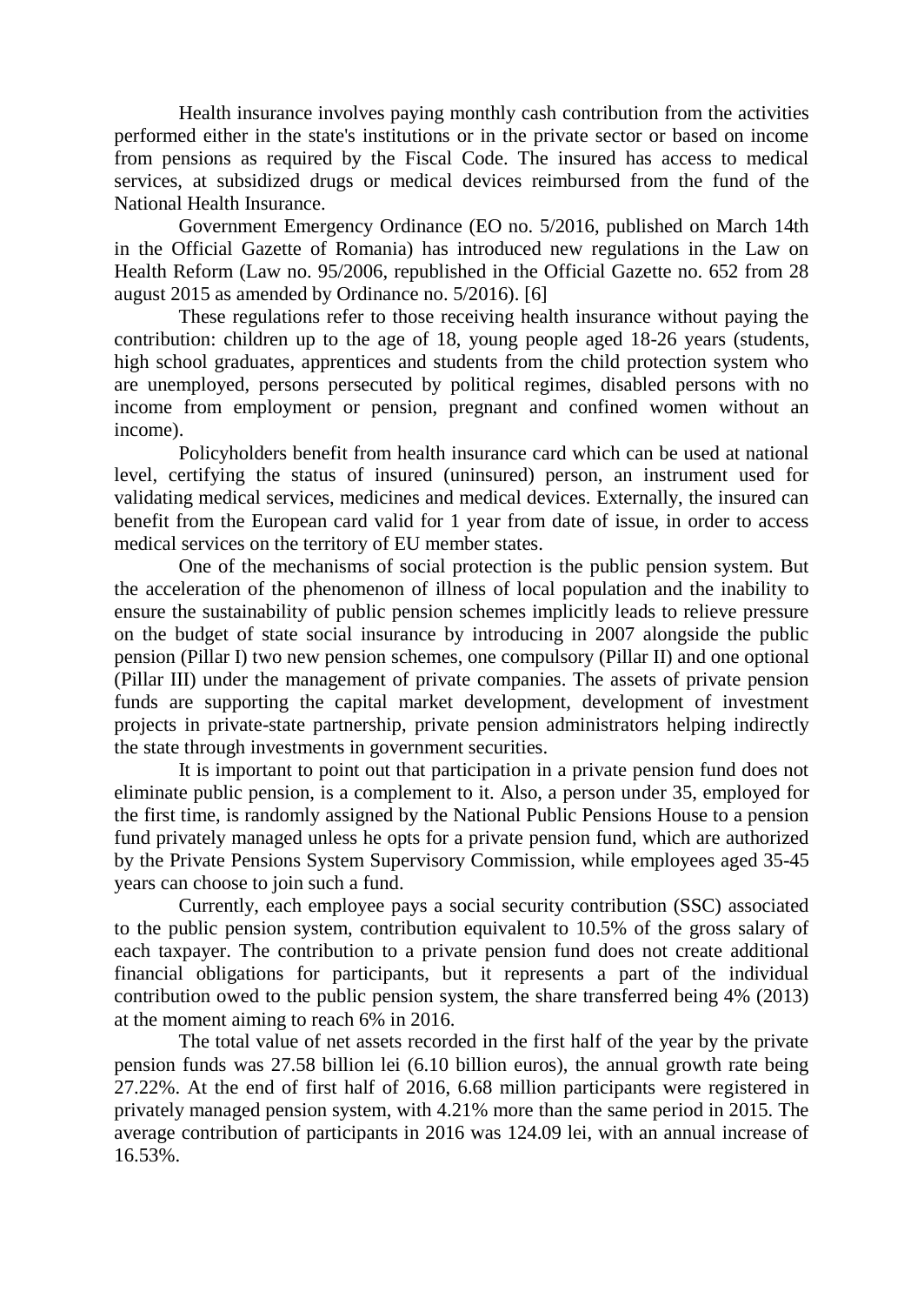Health insurance involves paying monthly cash contribution from the activities performed either in the state's institutions or in the private sector or based on income from pensions as required by the Fiscal Code. The insured has access to medical services, at subsidized drugs or medical devices reimbursed from the fund of the National Health Insurance.

Government Emergency Ordinance (EO no. 5/2016, published on March 14th in the Official Gazette of Romania) has introduced new regulations in the Law on Health Reform (Law no. 95/2006, republished in the Official Gazette no. 652 from 28 august 2015 as amended by Ordinance no. 5/2016). [6]

These regulations refer to those receiving health insurance without paying the contribution: children up to the age of 18, young people aged 18-26 years (students, high school graduates, apprentices and students from the child protection system who are unemployed, persons persecuted by political regimes, disabled persons with no income from employment or pension, pregnant and confined women without an income).

Policyholders benefit from health insurance card which can be used at national level, certifying the status of insured (uninsured) person, an instrument used for validating medical services, medicines and medical devices. Externally, the insured can benefit from the European card valid for 1 year from date of issue, in order to access medical services on the territory of EU member states.

One of the mechanisms of social protection is the public pension system. But the acceleration of the phenomenon of illness of local population and the inability to ensure the sustainability of public pension schemes implicitly leads to relieve pressure on the budget of state social insurance by introducing in 2007 alongside the public pension (Pillar I) two new pension schemes, one compulsory (Pillar II) and one optional (Pillar III) under the management of private companies. The assets of private pension funds are supporting the capital market development, development of investment projects in private-state partnership, private pension administrators helping indirectly the state through investments in government securities.

It is important to point out that participation in a private pension fund does not eliminate public pension, is a complement to it. Also, a person under 35, employed for the first time, is randomly assigned by the National Public Pensions House to a pension fund privately managed unless he opts for a private pension fund, which are authorized by the Private Pensions System Supervisory Commission, while employees aged 35-45 years can choose to join such a fund.

Currently, each employee pays a social security contribution (SSC) associated to the public pension system, contribution equivalent to 10.5% of the gross salary of each taxpayer. The contribution to a private pension fund does not create additional financial obligations for participants, but it represents a part of the individual contribution owed to the public pension system, the share transferred being 4% (2013) at the moment aiming to reach 6% in 2016.

The total value of net assets recorded in the first half of the year by the private pension funds was 27.58 billion lei (6.10 billion euros), the annual growth rate being 27.22%. At the end of first half of 2016, 6.68 million participants were registered in privately managed pension system, with 4.21% more than the same period in 2015. The average contribution of participants in 2016 was 124.09 lei, with an annual increase of 16.53%.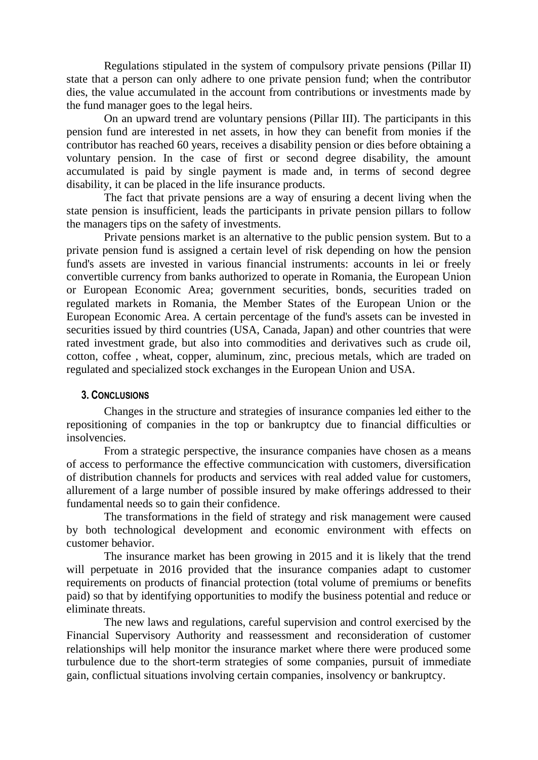Regulations stipulated in the system of compulsory private pensions (Pillar II) state that a person can only adhere to one private pension fund; when the contributor dies, the value accumulated in the account from contributions or investments made by the fund manager goes to the legal heirs.

On an upward trend are voluntary pensions (Pillar III). The participants in this pension fund are interested in net assets, in how they can benefit from monies if the contributor has reached 60 years, receives a disability pension or dies before obtaining a voluntary pension. In the case of first or second degree disability, the amount accumulated is paid by single payment is made and, in terms of second degree disability, it can be placed in the life insurance products.

The fact that private pensions are a way of ensuring a decent living when the state pension is insufficient, leads the participants in private pension pillars to follow the managers tips on the safety of investments.

Private pensions market is an alternative to the public pension system. But to a private pension fund is assigned a certain level of risk depending on how the pension fund's assets are invested in various financial instruments: accounts in lei or freely convertible currency from banks authorized to operate in Romania, the European Union or European Economic Area; government securities, bonds, securities traded on regulated markets in Romania, the Member States of the European Union or the European Economic Area. A certain percentage of the fund's assets can be invested in securities issued by third countries (USA, Canada, Japan) and other countries that were rated investment grade, but also into commodities and derivatives such as crude oil, cotton, coffee , wheat, copper, aluminum, zinc, precious metals, which are traded on regulated and specialized stock exchanges in the European Union and USA.

## 3. Conclusions

Changes in the structure and strategies of insurance companies led either to the repositioning of companies in the top or bankruptcy due to financial difficulties or insolvencies.

From a strategic perspective, the insurance companies have chosen as a means of access to performance the effective communcication with customers, diversification of distribution channels for products and services with real added value for customers, allurement of a large number of possible insured by make offerings addressed to their fundamental needs so to gain their confidence.

The transformations in the field of strategy and risk management were caused by both technological development and economic environment with effects on customer behavior.

The insurance market has been growing in 2015 and it is likely that the trend will perpetuate in 2016 provided that the insurance companies adapt to customer requirements on products of financial protection (total volume of premiums or benefits paid) so that by identifying opportunities to modify the business potential and reduce or eliminate threats.

The new laws and regulations, careful supervision and control exercised by the Financial Supervisory Authority and reassessment and reconsideration of customer relationships will help monitor the insurance market where there were produced some turbulence due to the short-term strategies of some companies, pursuit of immediate gain, conflictual situations involving certain companies, insolvency or bankruptcy.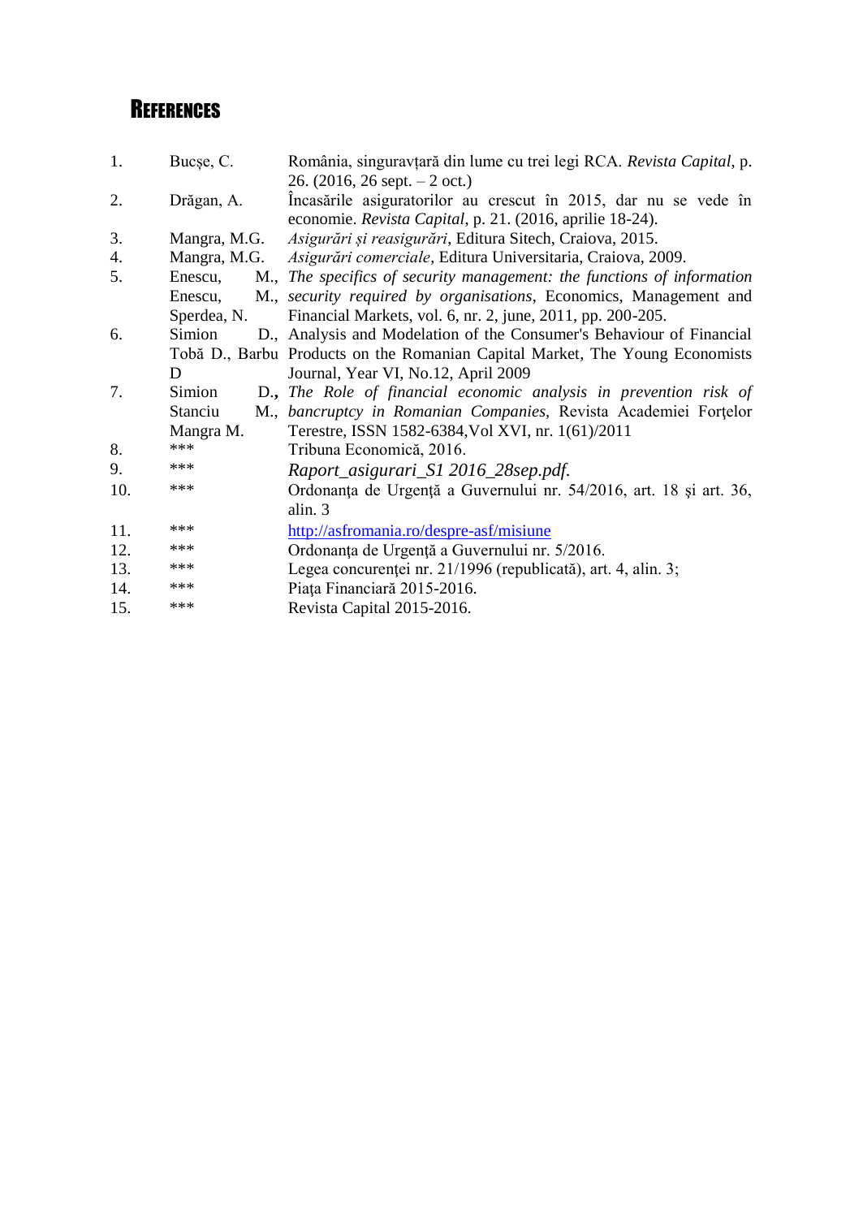# References

1. Bucșe, C. — România, singuravțară din lume cu trei legi RCA. *Revista Capital*, p. 26. (2016, 26 sept. – 2 oct.)
2. Drăgan, A. — Încasările asiguratorilor au crescut în 2015, dar nu se vede în economie. *Revista Capital*, p. 21. (2016, aprilie 18-24).
3. Mangra, M.G. — *Asigurări și reasigurări*, Editura Sitech, Craiova, 2015.
4. Mangra, M.G. — *Asigurări comerciale*, Editura Universitaria, Craiova, 2009.
5. Enescu, M., Enescu, M., Sperdea, N. — *The specifics of security management: the functions of information security required by organisations*, Economics, Management and Financial Markets, vol. 6, nr. 2, june, 2011, pp. 200-205.
6. Simion D., Tobă D., Barbu D — Analysis and Modelation of the Consumer's Behaviour of Financial Products on the Romanian Capital Market, The Young Economists Journal, Year VI, No.12, April 2009
7. Simion D., Stanciu M., Mangra M. — *The Role of financial economic analysis in prevention risk of bancruptcy in Romanian Companies*, Revista Academiei Forţelor Terestre, ISSN 1582-6384,Vol XVI, nr. 1(61)/2011
8. *** — Tribuna Economică, 2016.
9. *** — *Raport_asigurari_S1 2016_28sep.pdf.*
10. *** — Ordonanţa de Urgenţă a Guvernului nr. 54/2016, art. 18 şi art. 36, alin. 3
11. *** — http://asfromania.ro/despre-asf/misiune
12. *** — Ordonanţa de Urgenţă a Guvernului nr. 5/2016.
13. *** — Legea concurenţei nr. 21/1996 (republicată), art. 4, alin. 3;
14. *** — Piaţa Financiară 2015-2016.
15. *** — Revista Capital 2015-2016.